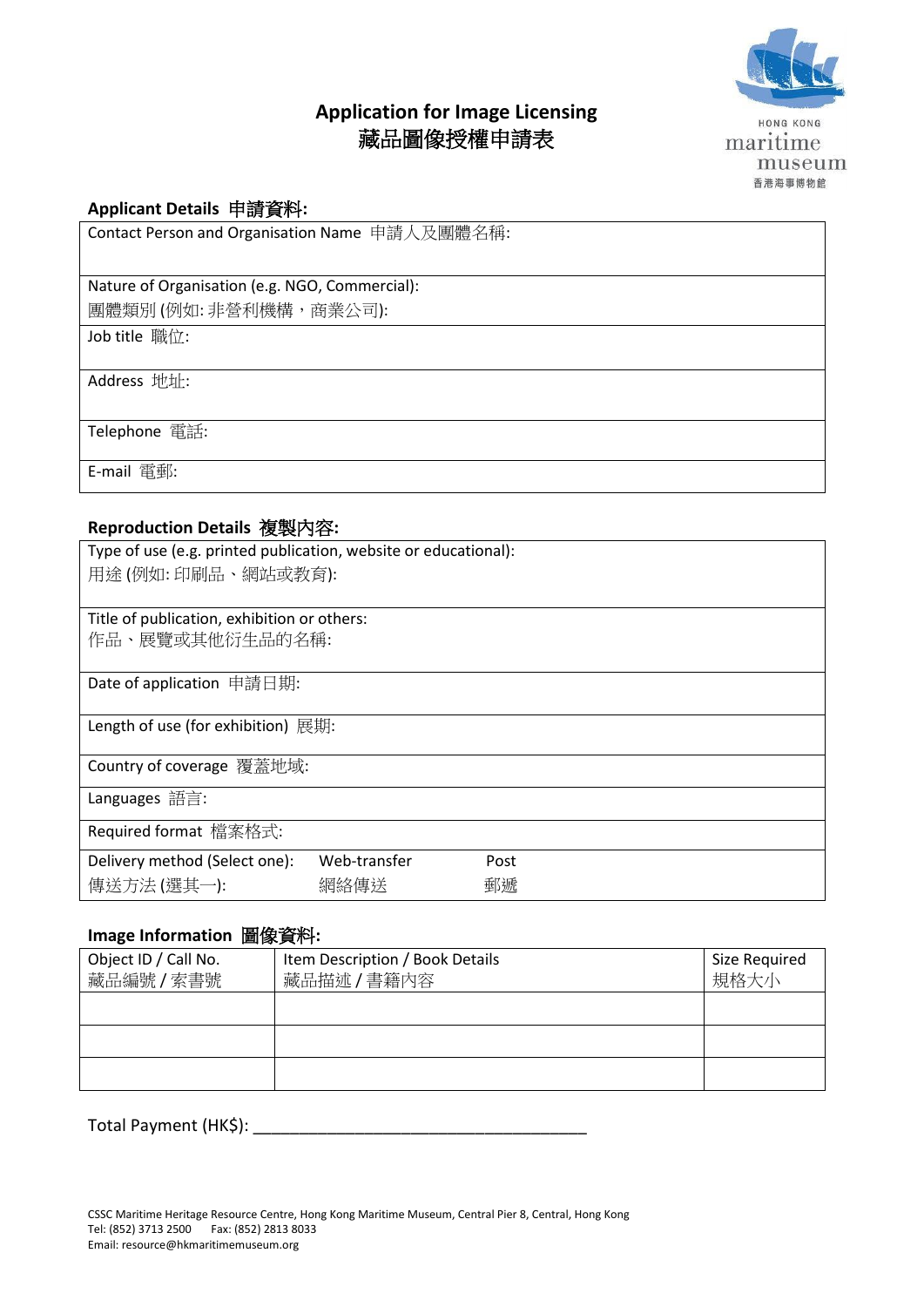# Application for Image Licensing
# 藏品圖像授權申請表

HONG KONG maritime museum 香港海事博物館

**Applicant Details 申請資料:**

| |
|---|
| Contact Person and Organisation Name 申請人及團體名稱: |
| Nature of Organisation (e.g. NGO, Commercial): 團體類別 (例如: 非營利機構，商業公司): |
| Job title 職位: |
| Address 地址: |
| Telephone 電話: |
| E-mail 電郵: |

**Reproduction Details 複製內容:**

| | | |
|---|---|---|
| Type of use (e.g. printed publication, website or educational): 用途 (例如: 印刷品、網站或教育): | | |
| Title of publication, exhibition or others: 作品、展覽或其他衍生品的名稱: | | |
| Date of application 申請日期: | | |
| Length of use (for exhibition) 展期: | | |
| Country of coverage 覆蓋地域: | | |
| Languages 語言: | | |
| Required format 檔案格式: | | |
| Delivery method (Select one): 傳送方法 (選其一): | Web-transfer 網絡傳送 | Post 郵遞 |

**Image Information 圖像資料:**

| Object ID / Call No. 藏品編號 / 索書號 | Item Description / Book Details 藏品描述 / 書籍內容 | Size Required 規格大小 |
|---|---|---|
| | | |
| | | |
| | | |

Total Payment (HK$): ___________________________________

CSSC Maritime Heritage Resource Centre, Hong Kong Maritime Museum, Central Pier 8, Central, Hong Kong
Tel: (852) 3713 2500 Fax: (852) 2813 8033
Email: resource@hkmaritimemuseum.org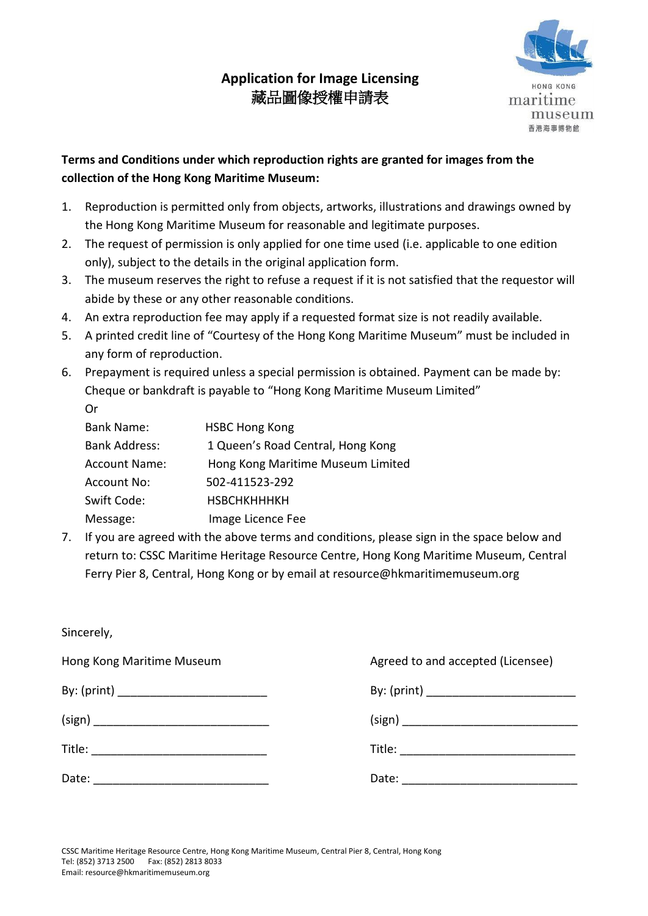# Application for Image Licensing
# 藏品圖像授權申請表

HONG KONG maritime museum 香港海事博物館

**Terms and Conditions under which reproduction rights are granted for images from the collection of the Hong Kong Maritime Museum:**

1. Reproduction is permitted only from objects, artworks, illustrations and drawings owned by the Hong Kong Maritime Museum for reasonable and legitimate purposes.
2. The request of permission is only applied for one time used (i.e. applicable to one edition only), subject to the details in the original application form.
3. The museum reserves the right to refuse a request if it is not satisfied that the requestor will abide by these or any other reasonable conditions.
4. An extra reproduction fee may apply if a requested format size is not readily available.
5. A printed credit line of "Courtesy of the Hong Kong Maritime Museum" must be included in any form of reproduction.
6. Prepayment is required unless a special permission is obtained. Payment can be made by: Cheque or bankdraft is payable to "Hong Kong Maritime Museum Limited"
   Or

   | | |
   |---|---|
   | Bank Name: | HSBC Hong Kong |
   | Bank Address: | 1 Queen's Road Central, Hong Kong |
   | Account Name: | Hong Kong Maritime Museum Limited |
   | Account No: | 502-411523-292 |
   | Swift Code: | HSBCHKHHHKH |
   | Message: | Image Licence Fee |

7. If you are agreed with the above terms and conditions, please sign in the space below and return to: CSSC Maritime Heritage Resource Centre, Hong Kong Maritime Museum, Central Ferry Pier 8, Central, Hong Kong or by email at resource@hkmaritimemuseum.org

Sincerely,

| Hong Kong Maritime Museum | Agreed to and accepted (Licensee) |
|---|---|
| By: (print) ______________________ | By: (print) ______________________ |
| (sign) __________________________ | (sign) __________________________ |
| Title: __________________________ | Title: __________________________ |
| Date: __________________________ | Date: __________________________ |

CSSC Maritime Heritage Resource Centre, Hong Kong Maritime Museum, Central Pier 8, Central, Hong Kong
Tel: (852) 3713 2500 Fax: (852) 2813 8033
Email: resource@hkmaritimemuseum.org